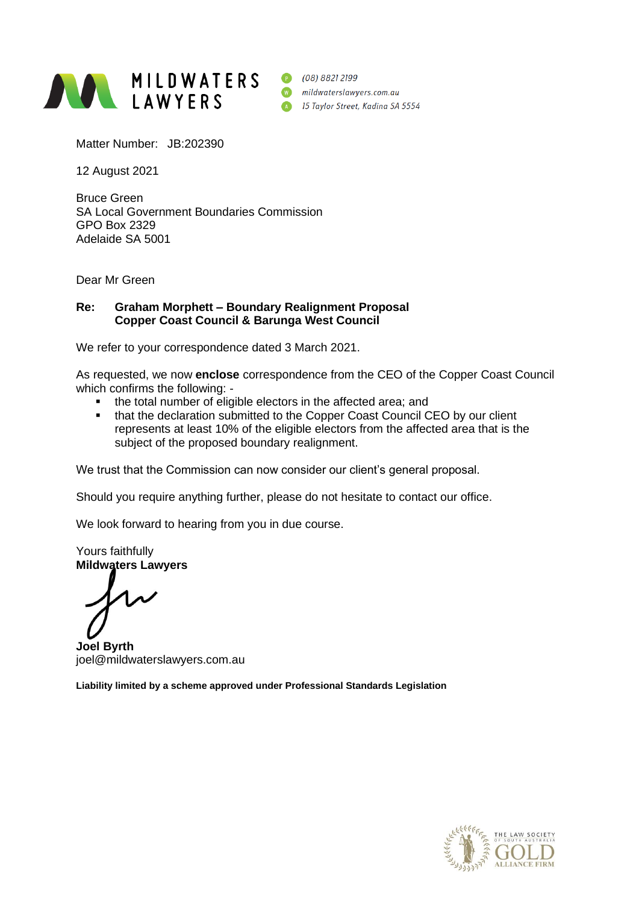**MILDWATERS LAWYERS**

(08) 8821 2199
mildwaterslawyers.com.au
15 Taylor Street, Kadina SA 5554

Matter Number: JB:202390

12 August 2021

Bruce Green
SA Local Government Boundaries Commission
GPO Box 2329
Adelaide SA 5001

Dear Mr Green

**Re: Graham Morphett – Boundary Realignment Proposal
Copper Coast Council & Barunga West Council**

We refer to your correspondence dated 3 March 2021.

As requested, we now **enclose** correspondence from the CEO of the Copper Coast Council which confirms the following: -

- the total number of eligible electors in the affected area; and
- that the declaration submitted to the Copper Coast Council CEO by our client represents at least 10% of the eligible electors from the affected area that is the subject of the proposed boundary realignment.

We trust that the Commission can now consider our client's general proposal.

Should you require anything further, please do not hesitate to contact our office.

We look forward to hearing from you in due course.

Yours faithfully
**Mildwaters Lawyers**

**Joel Byrth**
joel@mildwaterslawyers.com.au

**Liability limited by a scheme approved under Professional Standards Legislation**

THE LAW SOCIETY OF SOUTH AUSTRALIA GOLD ALLIANCE FIRM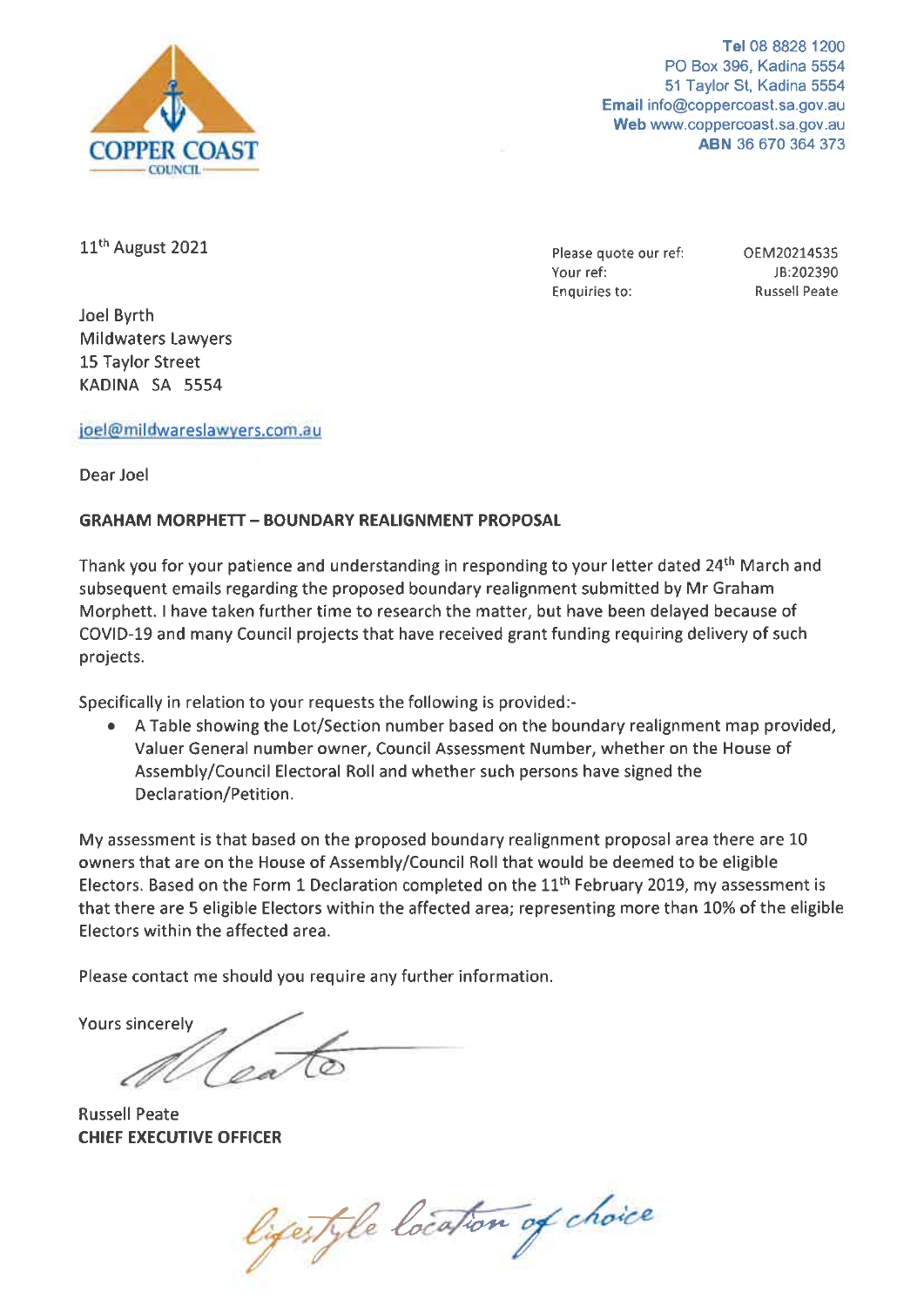COPPER COAST COUNCIL

**Tel** 08 8828 1200
PO Box 396, Kadina 5554
51 Taylor St, Kadina 5554
**Email** info@coppercoast.sa.gov.au
**Web** www.coppercoast.sa.gov.au
**ABN** 36 670 364 373

11th August 2021

| | |
|---|---|
| Please quote our ref: | OEM20214535 |
| Your ref: | JB:202390 |
| Enquiries to: | Russell Peate |

Joel Byrth
Mildwaters Lawyers
15 Taylor Street
KADINA SA 5554

joel@mildwareslawyers.com.au

Dear Joel

**GRAHAM MORPHETT – BOUNDARY REALIGNMENT PROPOSAL**

Thank you for your patience and understanding in responding to your letter dated 24th March and subsequent emails regarding the proposed boundary realignment submitted by Mr Graham Morphett. I have taken further time to research the matter, but have been delayed because of COVID-19 and many Council projects that have received grant funding requiring delivery of such projects.

Specifically in relation to your requests the following is provided:-

- A Table showing the Lot/Section number based on the boundary realignment map provided, Valuer General number owner, Council Assessment Number, whether on the House of Assembly/Council Electoral Roll and whether such persons have signed the Declaration/Petition.

My assessment is that based on the proposed boundary realignment proposal area there are 10 owners that are on the House of Assembly/Council Roll that would be deemed to be eligible Electors. Based on the Form 1 Declaration completed on the 11th February 2019, my assessment is that there are 5 eligible Electors within the affected area; representing more than 10% of the eligible Electors within the affected area.

Please contact me should you require any further information.

Yours sincerely

Russell Peate
**CHIEF EXECUTIVE OFFICER**

*Lifestyle location of choice*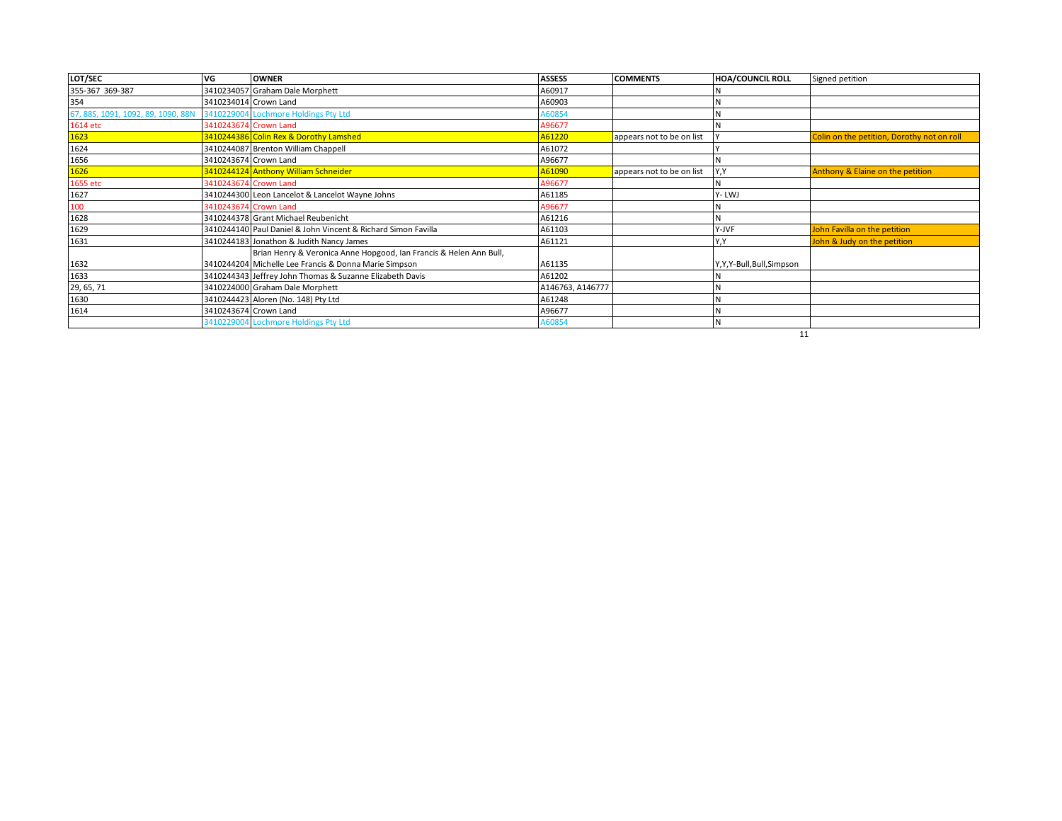| LOT/SEC | VG | OWNER | ASSESS | COMMENTS | HOA/COUNCIL ROLL | Signed petition |
|---|---|---|---|---|---|---|
| 355-367 369-387 | 3410234057 | Graham Dale Morphett | A60917 | | N | |
| 354 | 3410234014 | Crown Land | A60903 | | N | |
| 67, 88S, 1091, 1092, 89, 1090, 88N | 3410229004 | Lochmore Holdings Pty Ltd | A60854 | | N | |
| 1614 etc | 3410243674 | Crown Land | A96677 | | N | |
| 1623 | 3410244386 | Colin Rex & Dorothy Lamshed | A61220 | appears not to be on list | Y | Colin on the petition, Dorothy not on roll |
| 1624 | 3410244087 | Brenton William Chappell | A61072 | | Y | |
| 1656 | 3410243674 | Crown Land | A96677 | | N | |
| 1626 | 3410244124 | Anthony William Schneider | A61090 | appears not to be on list | Y,Y | Anthony & Elaine on the petition |
| 1655 etc | 3410243674 | Crown Land | A96677 | | N | |
| 1627 | 3410244300 | Leon Lancelot & Lancelot Wayne Johns | A61185 | | Y- LWJ | |
| 100 | 3410243674 | Crown Land | A96677 | | N | |
| 1628 | 3410244378 | Grant Michael Reubenicht | A61216 | | N | |
| 1629 | 3410244140 | Paul Daniel & John Vincent & Richard Simon Favilla | A61103 | | Y-JVF | John Favilla on the petition |
| 1631 | 3410244183 | Jonathon & Judith Nancy James | A61121 | | Y,Y | John & Judy on the petition |
| 1632 | 3410244204 | Brian Henry & Veronica Anne Hopgood, Ian Francis & Helen Ann Bull, Michelle Lee Francis & Donna Marie Simpson | A61135 | | Y,Y,Y-Bull,Bull,Simpson | |
| 1633 | 3410244343 | Jeffrey John Thomas & Suzanne Elizabeth Davis | A61202 | | N | |
| 29, 65, 71 | 3410224000 | Graham Dale Morphett | A146763, A146777 | | N | |
| 1630 | 3410244423 | Aloren (No. 148) Pty Ltd | A61248 | | N | |
| 1614 | 3410243674 | Crown Land | A96677 | | N | |
| | 3410229004 | Lochmore Holdings Pty Ltd | A60854 | | N | |